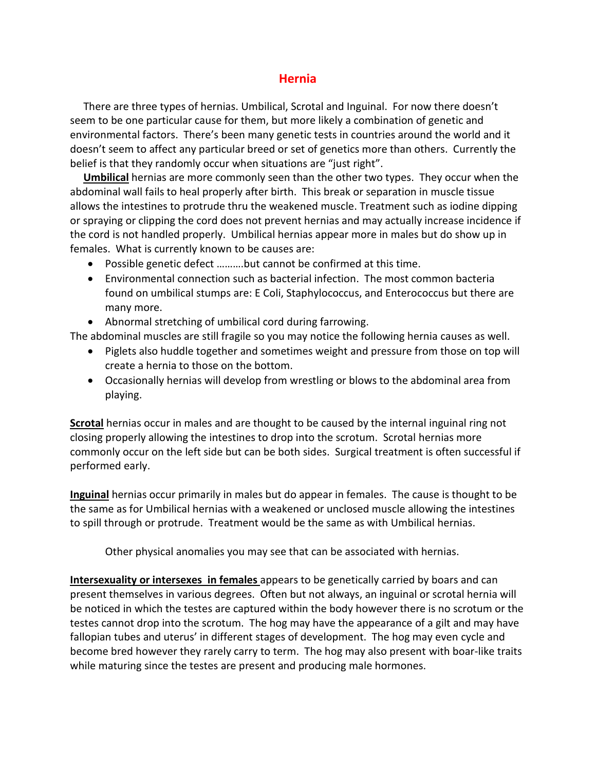# Hernia

There are three types of hernias. Umbilical, Scrotal and Inguinal. For now there doesn't seem to be one particular cause for them, but more likely a combination of genetic and environmental factors. There's been many genetic tests in countries around the world and it doesn't seem to affect any particular breed or set of genetics more than others. Currently the belief is that they randomly occur when situations are "just right".

**Umbilical** hernias are more commonly seen than the other two types. They occur when the abdominal wall fails to heal properly after birth. This break or separation in muscle tissue allows the intestines to protrude thru the weakened muscle. Treatment such as iodine dipping or spraying or clipping the cord does not prevent hernias and may actually increase incidence if the cord is not handled properly. Umbilical hernias appear more in males but do show up in females. What is currently known to be causes are:

- Possible genetic defect ……….but cannot be confirmed at this time.
- Environmental connection such as bacterial infection. The most common bacteria found on umbilical stumps are: E Coli, Staphylococcus, and Enterococcus but there are many more.
- Abnormal stretching of umbilical cord during farrowing.

The abdominal muscles are still fragile so you may notice the following hernia causes as well.

- Piglets also huddle together and sometimes weight and pressure from those on top will create a hernia to those on the bottom.
- Occasionally hernias will develop from wrestling or blows to the abdominal area from playing.

**Scrotal** hernias occur in males and are thought to be caused by the internal inguinal ring not closing properly allowing the intestines to drop into the scrotum. Scrotal hernias more commonly occur on the left side but can be both sides. Surgical treatment is often successful if performed early.

**Inguinal** hernias occur primarily in males but do appear in females. The cause is thought to be the same as for Umbilical hernias with a weakened or unclosed muscle allowing the intestines to spill through or protrude. Treatment would be the same as with Umbilical hernias.

Other physical anomalies you may see that can be associated with hernias.

**Intersexuality or intersexes in females** appears to be genetically carried by boars and can present themselves in various degrees. Often but not always, an inguinal or scrotal hernia will be noticed in which the testes are captured within the body however there is no scrotum or the testes cannot drop into the scrotum. The hog may have the appearance of a gilt and may have fallopian tubes and uterus' in different stages of development. The hog may even cycle and become bred however they rarely carry to term. The hog may also present with boar-like traits while maturing since the testes are present and producing male hormones.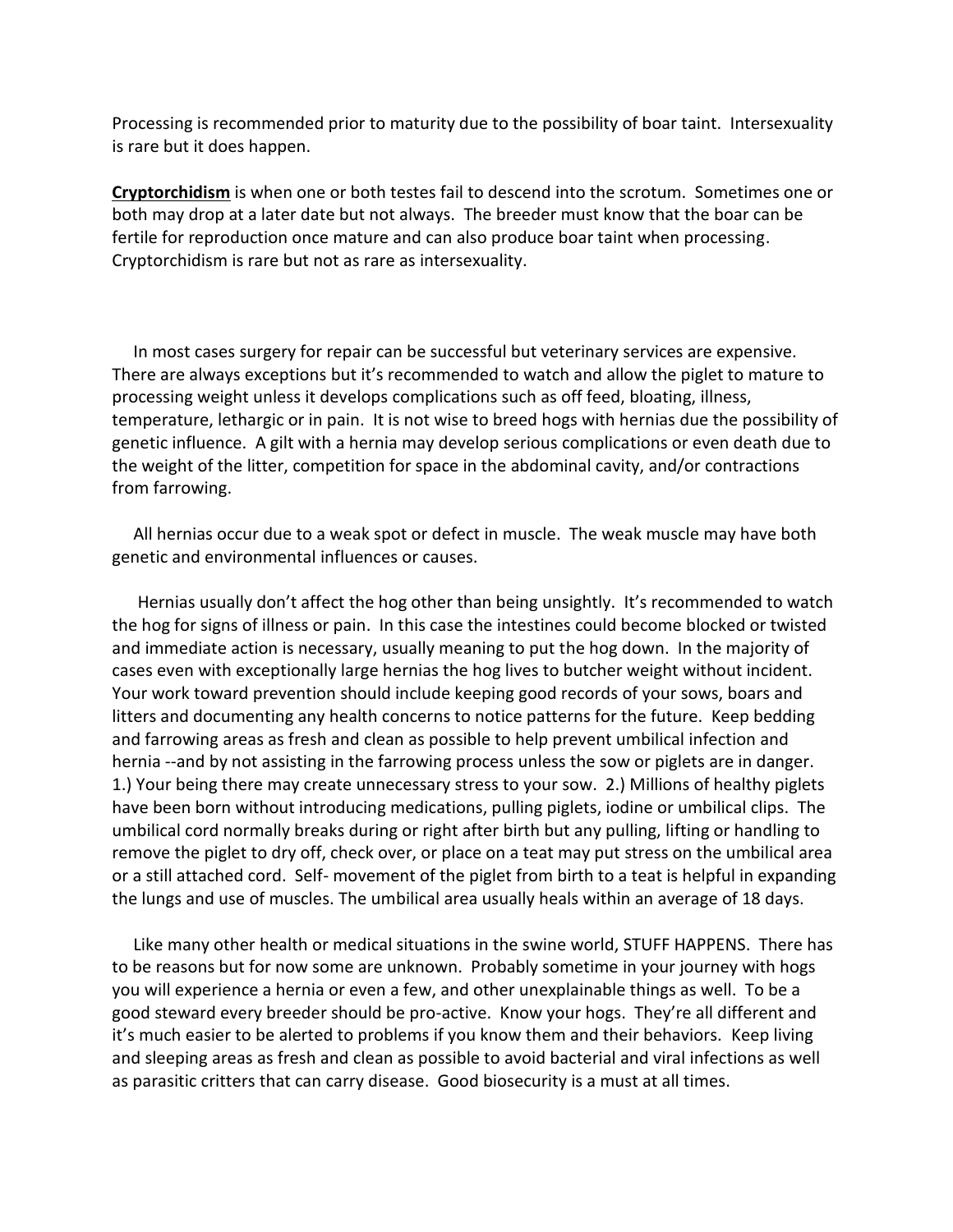Processing is recommended prior to maturity due to the possibility of boar taint. Intersexuality is rare but it does happen.

**Cryptorchidism** is when one or both testes fail to descend into the scrotum. Sometimes one or both may drop at a later date but not always. The breeder must know that the boar can be fertile for reproduction once mature and can also produce boar taint when processing. Cryptorchidism is rare but not as rare as intersexuality.

In most cases surgery for repair can be successful but veterinary services are expensive. There are always exceptions but it's recommended to watch and allow the piglet to mature to processing weight unless it develops complications such as off feed, bloating, illness, temperature, lethargic or in pain. It is not wise to breed hogs with hernias due the possibility of genetic influence. A gilt with a hernia may develop serious complications or even death due to the weight of the litter, competition for space in the abdominal cavity, and/or contractions from farrowing.

All hernias occur due to a weak spot or defect in muscle. The weak muscle may have both genetic and environmental influences or causes.

Hernias usually don't affect the hog other than being unsightly. It's recommended to watch the hog for signs of illness or pain. In this case the intestines could become blocked or twisted and immediate action is necessary, usually meaning to put the hog down. In the majority of cases even with exceptionally large hernias the hog lives to butcher weight without incident. Your work toward prevention should include keeping good records of your sows, boars and litters and documenting any health concerns to notice patterns for the future. Keep bedding and farrowing areas as fresh and clean as possible to help prevent umbilical infection and hernia --and by not assisting in the farrowing process unless the sow or piglets are in danger. 1.) Your being there may create unnecessary stress to your sow. 2.) Millions of healthy piglets have been born without introducing medications, pulling piglets, iodine or umbilical clips. The umbilical cord normally breaks during or right after birth but any pulling, lifting or handling to remove the piglet to dry off, check over, or place on a teat may put stress on the umbilical area or a still attached cord. Self- movement of the piglet from birth to a teat is helpful in expanding the lungs and use of muscles. The umbilical area usually heals within an average of 18 days.

Like many other health or medical situations in the swine world, STUFF HAPPENS. There has to be reasons but for now some are unknown. Probably sometime in your journey with hogs you will experience a hernia or even a few, and other unexplainable things as well. To be a good steward every breeder should be pro-active. Know your hogs. They're all different and it's much easier to be alerted to problems if you know them and their behaviors. Keep living and sleeping areas as fresh and clean as possible to avoid bacterial and viral infections as well as parasitic critters that can carry disease. Good biosecurity is a must at all times.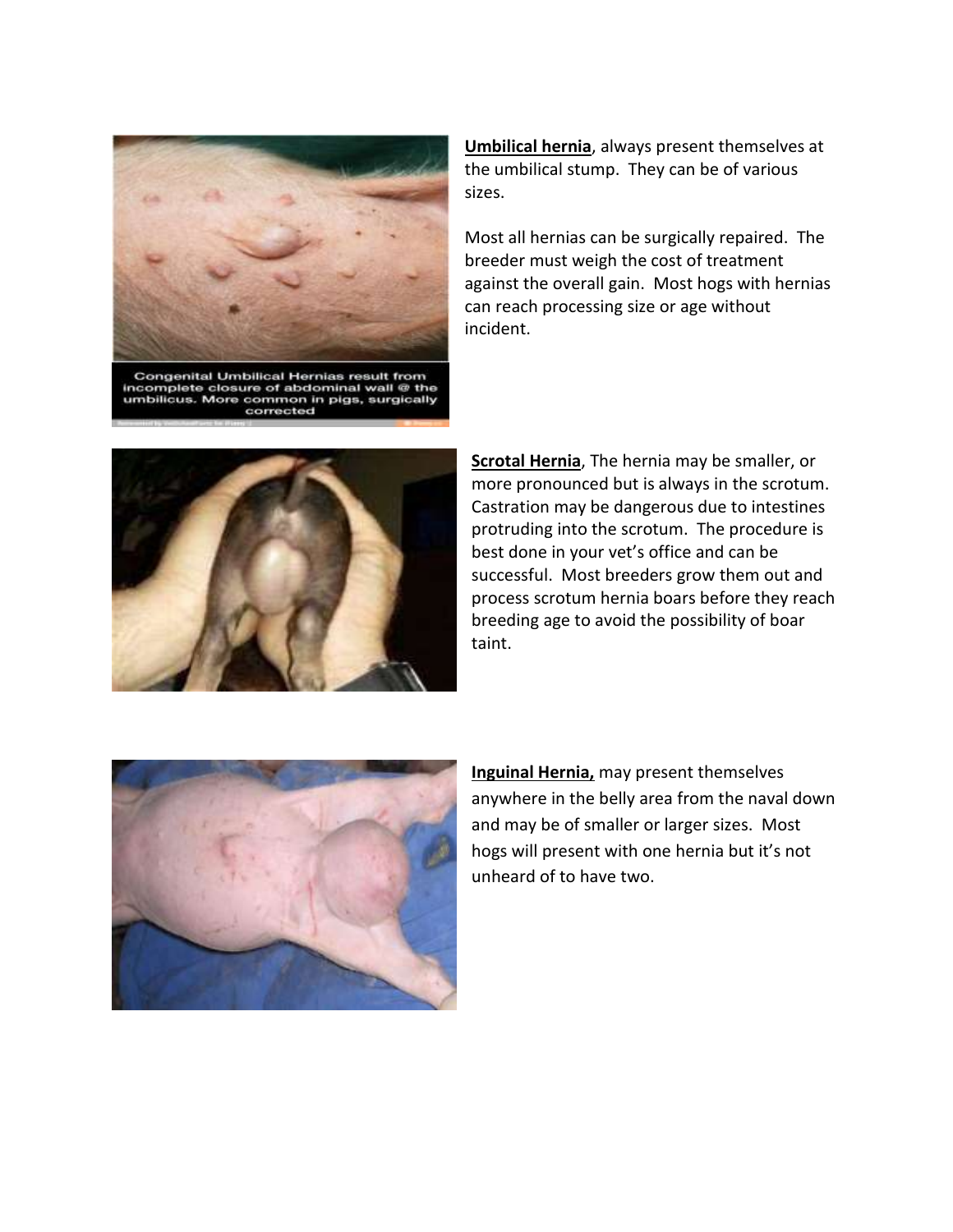Congenital Umbilical Hernias result from incomplete closure of abdominal wall @ the umbilicus. More common in pigs, surgically corrected

**Umbilical hernia**, always present themselves at the umbilical stump. They can be of various sizes.

Most all hernias can be surgically repaired. The breeder must weigh the cost of treatment against the overall gain. Most hogs with hernias can reach processing size or age without incident.

**Scrotal Hernia**, The hernia may be smaller, or more pronounced but is always in the scrotum. Castration may be dangerous due to intestines protruding into the scrotum. The procedure is best done in your vet's office and can be successful. Most breeders grow them out and process scrotum hernia boars before they reach breeding age to avoid the possibility of boar taint.

**Inguinal Hernia,** may present themselves anywhere in the belly area from the naval down and may be of smaller or larger sizes. Most hogs will present with one hernia but it's not unheard of to have two.